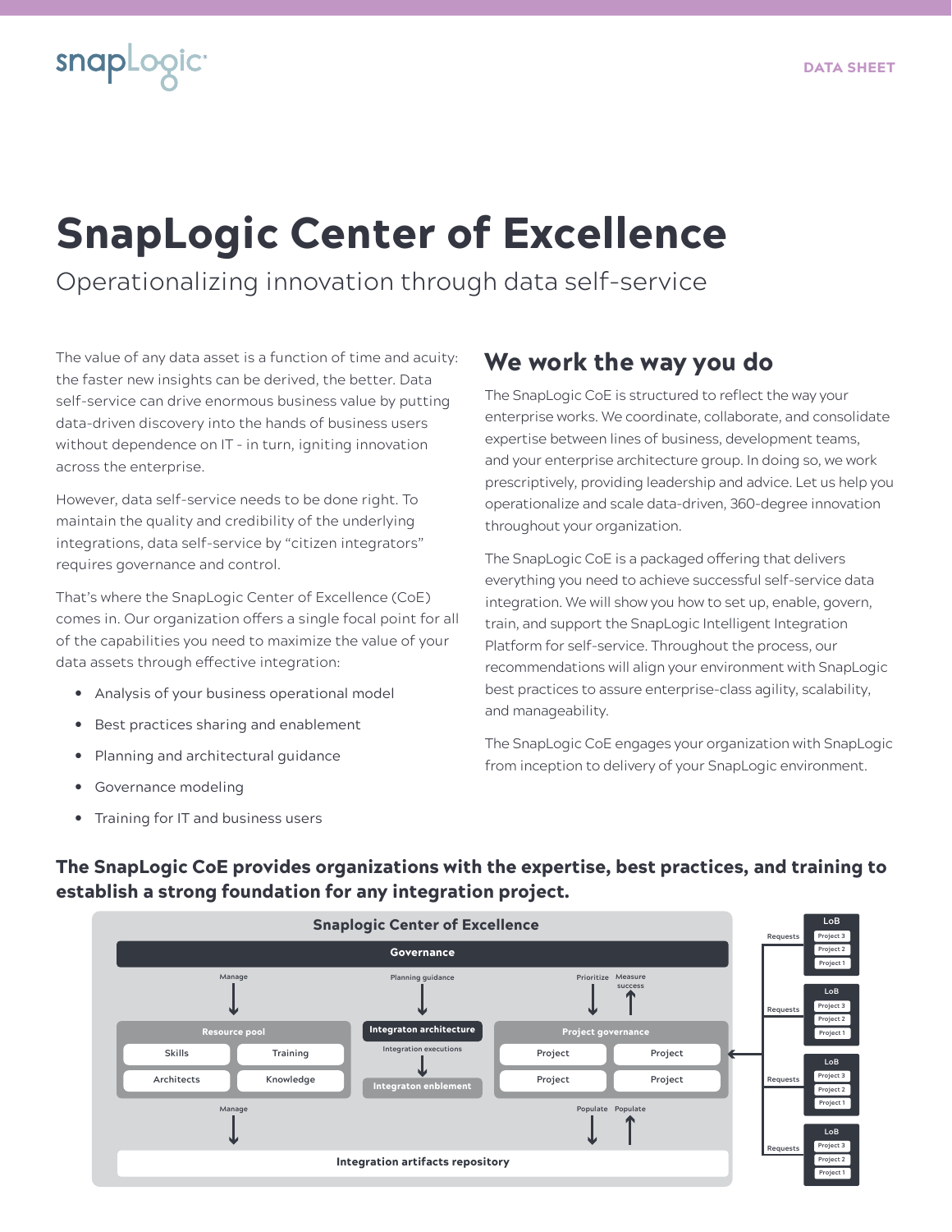# SnapLogic Center of Excellence

## Operationalizing innovation through data self-service

The value of any data asset is a function of time and acuity: the faster new insights can be derived, the better. Data self-service can drive enormous business value by putting data-driven discovery into the hands of business users without dependence on IT - in turn, igniting innovation across the enterprise.

However, data self-service needs to be done right. To maintain the quality and credibility of the underlying integrations, data self-service by "citizen integrators" requires governance and control.

That's where the SnapLogic Center of Excellence (CoE) comes in. Our organization offers a single focal point for all of the capabilities you need to maximize the value of your data assets through effective integration:

- Analysis of your business operational model
- Best practices sharing and enablement
- Planning and architectural guidance
- Governance modeling
- Training for IT and business users

## We work the way you do

The SnapLogic CoE is structured to reflect the way your enterprise works. We coordinate, collaborate, and consolidate expertise between lines of business, development teams, and your enterprise architecture group. In doing so, we work prescriptively, providing leadership and advice. Let us help you operationalize and scale data-driven, 360-degree innovation throughout your organization.

The SnapLogic CoE is a packaged offering that delivers everything you need to achieve successful self-service data integration. We will show you how to set up, enable, govern, train, and support the SnapLogic Intelligent Integration Platform for self-service. Throughout the process, our recommendations will align your environment with SnapLogic best practices to assure enterprise-class agility, scalability, and manageability.

The SnapLogic CoE engages your organization with SnapLogic from inception to delivery of your SnapLogic environment.

**The SnapLogic CoE provides organizations with the expertise, best practices, and training to establish a strong foundation for any integration project.**

Snaplogic Center of Excellence

Governance

Manage | Planning guidance | Prioritize | Measure success

Resource pool: Skills, Training, Architects, Knowledge

Integraton architecture → Integration executions → Integraton enblement

Project governance: Project, Project, Project, Project

Manage | Populate | Populate

Integration artifacts repository

LoB (Project 3, Project 2, Project 1) — Requests
LoB (Project 3, Project 2, Project 1) — Requests
LoB (Project 3, Project 2, Project 1) — Requests
LoB (Project 3, Project 2, Project 1) — Requests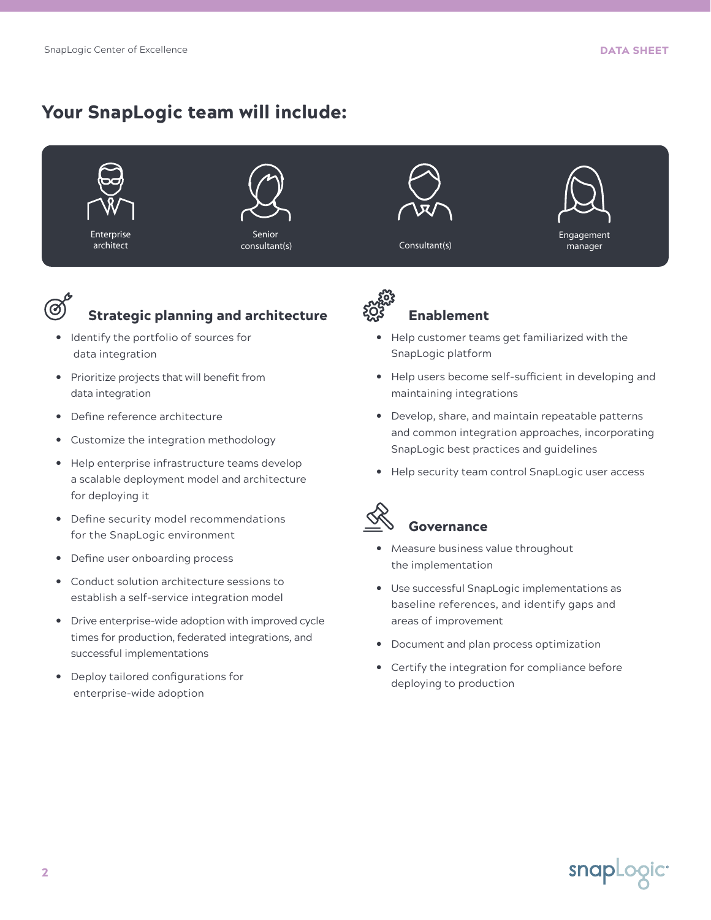## Your SnapLogic team will include:

- Enterprise architect
- Senior consultant(s)
- Consultant(s)
- Engagement manager

### Strategic planning and architecture

- Identify the portfolio of sources for data integration
- Prioritize projects that will benefit from data integration
- Define reference architecture
- Customize the integration methodology
- Help enterprise infrastructure teams develop a scalable deployment model and architecture for deploying it
- Define security model recommendations for the SnapLogic environment
- Define user onboarding process
- Conduct solution architecture sessions to establish a self-service integration model
- Drive enterprise-wide adoption with improved cycle times for production, federated integrations, and successful implementations
- Deploy tailored configurations for enterprise-wide adoption

### Enablement

- Help customer teams get familiarized with the SnapLogic platform
- Help users become self-sufficient in developing and maintaining integrations
- Develop, share, and maintain repeatable patterns and common integration approaches, incorporating SnapLogic best practices and guidelines
- Help security team control SnapLogic user access

### Governance

- Measure business value throughout the implementation
- Use successful SnapLogic implementations as baseline references, and identify gaps and areas of improvement
- Document and plan process optimization
- Certify the integration for compliance before deploying to production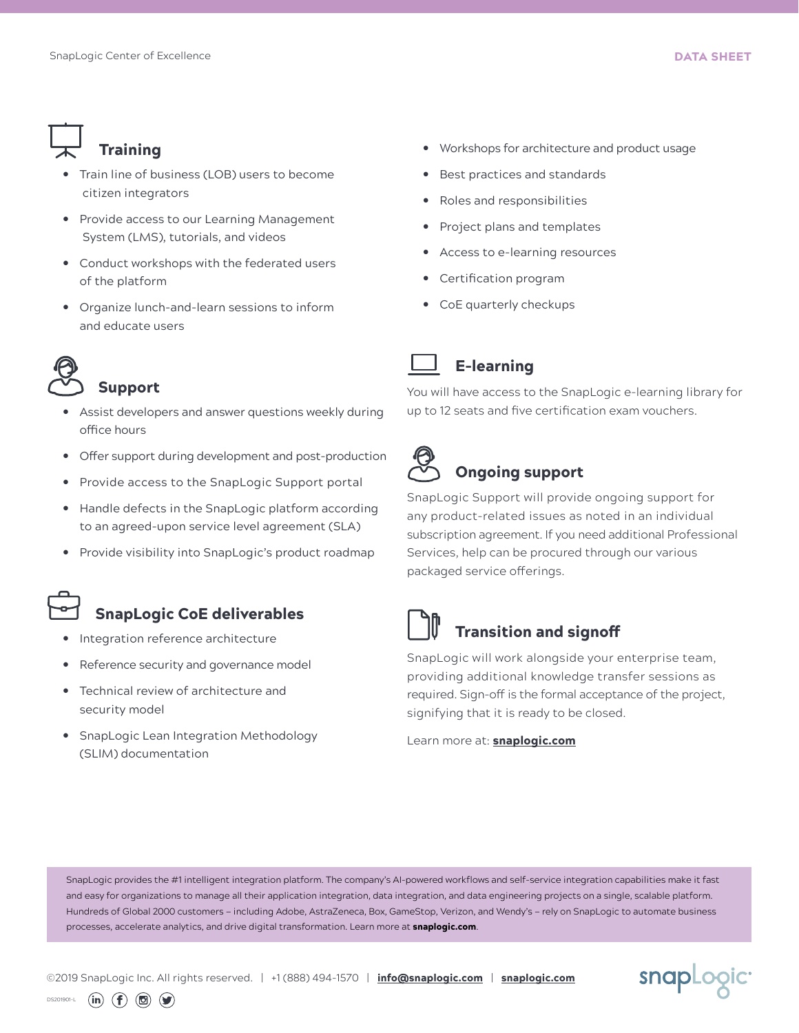## Training

- Train line of business (LOB) users to become citizen integrators
- Provide access to our Learning Management System (LMS), tutorials, and videos
- Conduct workshops with the federated users of the platform
- Organize lunch-and-learn sessions to inform and educate users
- Workshops for architecture and product usage
- Best practices and standards
- Roles and responsibilities
- Project plans and templates
- Access to e-learning resources
- Certification program
- CoE quarterly checkups

## Support

- Assist developers and answer questions weekly during office hours
- Offer support during development and post-production
- Provide access to the SnapLogic Support portal
- Handle defects in the SnapLogic platform according to an agreed-upon service level agreement (SLA)
- Provide visibility into SnapLogic's product roadmap

## SnapLogic CoE deliverables

- Integration reference architecture
- Reference security and governance model
- Technical review of architecture and security model
- SnapLogic Lean Integration Methodology (SLIM) documentation

## E-learning

You will have access to the SnapLogic e-learning library for up to 12 seats and five certification exam vouchers.

## Ongoing support

SnapLogic Support will provide ongoing support for any product-related issues as noted in an individual subscription agreement. If you need additional Professional Services, help can be procured through our various packaged service offerings.

## Transition and signoff

SnapLogic will work alongside your enterprise team, providing additional knowledge transfer sessions as required. Sign-off is the formal acceptance of the project, signifying that it is ready to be closed.

Learn more at: **snaplogic.com**

SnapLogic provides the #1 intelligent integration platform. The company's AI-powered workflows and self-service integration capabilities make it fast and easy for organizations to manage all their application integration, data integration, and data engineering projects on a single, scalable platform. Hundreds of Global 2000 customers – including Adobe, AstraZeneca, Box, GameStop, Verizon, and Wendy's – rely on SnapLogic to automate business processes, accelerate analytics, and drive digital transformation. Learn more at **snaplogic.com**.

©2019 SnapLogic Inc. All rights reserved. | +1 (888) 494-1570 | **info@snaplogic.com** | **snaplogic.com**

DS201901-L